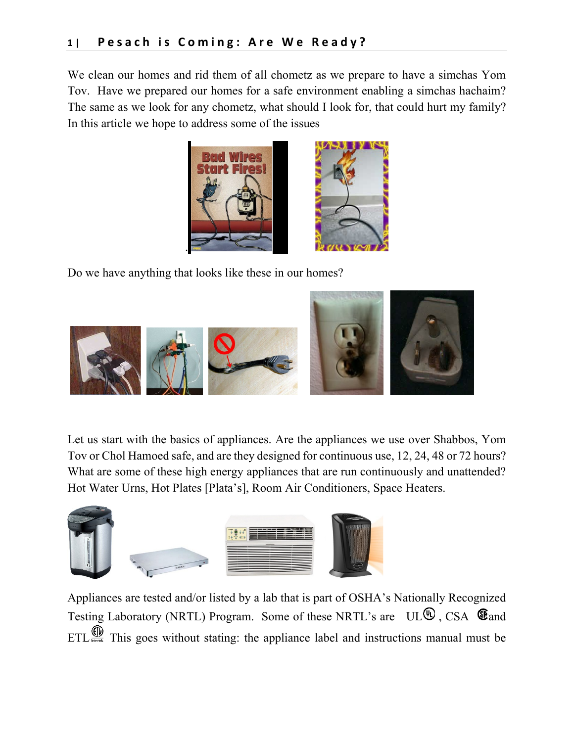# Pesach is Coming: Are We Ready?

We clean our homes and rid them of all chometz as we prepare to have a simchas Yom Tov. Have we prepared our homes for a safe environment enabling a simchas hachaim? The same as we look for any chometz, what should I look for, that could hurt my family? In this article we hope to address some of the issues

Do we have anything that looks like these in our homes?

Let us start with the basics of appliances. Are the appliances we use over Shabbos, Yom Tov or Chol Hamoed safe, and are they designed for continuous use, 12, 24, 48 or 72 hours? What are some of these high energy appliances that are run continuously and unattended? Hot Water Urns, Hot Plates [Plata's], Room Air Conditioners, Space Heaters.

Appliances are tested and/or listed by a lab that is part of OSHA's Nationally Recognized Testing Laboratory (NRTL) Program. Some of these NRTL's are UL, CSA and ETL This goes without stating: the appliance label and instructions manual must be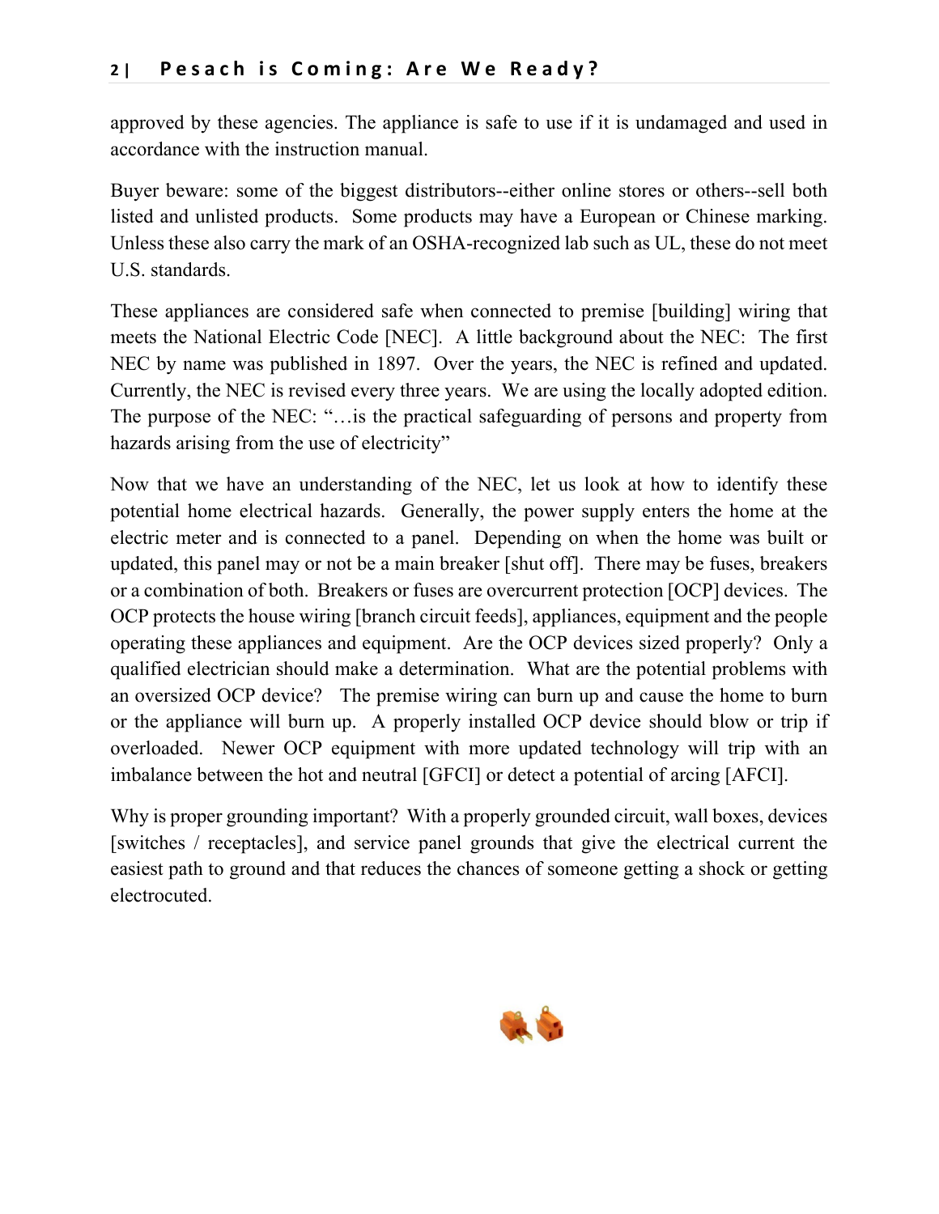approved by these agencies. The appliance is safe to use if it is undamaged and used in accordance with the instruction manual.

Buyer beware: some of the biggest distributors--either online stores or others--sell both listed and unlisted products. Some products may have a European or Chinese marking. Unless these also carry the mark of an OSHA-recognized lab such as UL, these do not meet U.S. standards.

These appliances are considered safe when connected to premise [building] wiring that meets the National Electric Code [NEC]. A little background about the NEC: The first NEC by name was published in 1897. Over the years, the NEC is refined and updated. Currently, the NEC is revised every three years. We are using the locally adopted edition. The purpose of the NEC: "…is the practical safeguarding of persons and property from hazards arising from the use of electricity"

Now that we have an understanding of the NEC, let us look at how to identify these potential home electrical hazards. Generally, the power supply enters the home at the electric meter and is connected to a panel. Depending on when the home was built or updated, this panel may or not be a main breaker [shut off]. There may be fuses, breakers or a combination of both. Breakers or fuses are overcurrent protection [OCP] devices. The OCP protects the house wiring [branch circuit feeds], appliances, equipment and the people operating these appliances and equipment. Are the OCP devices sized properly? Only a qualified electrician should make a determination. What are the potential problems with an oversized OCP device? The premise wiring can burn up and cause the home to burn or the appliance will burn up. A properly installed OCP device should blow or trip if overloaded. Newer OCP equipment with more updated technology will trip with an imbalance between the hot and neutral [GFCI] or detect a potential of arcing [AFCI].

Why is proper grounding important? With a properly grounded circuit, wall boxes, devices [switches / receptacles], and service panel grounds that give the electrical current the easiest path to ground and that reduces the chances of someone getting a shock or getting electrocuted.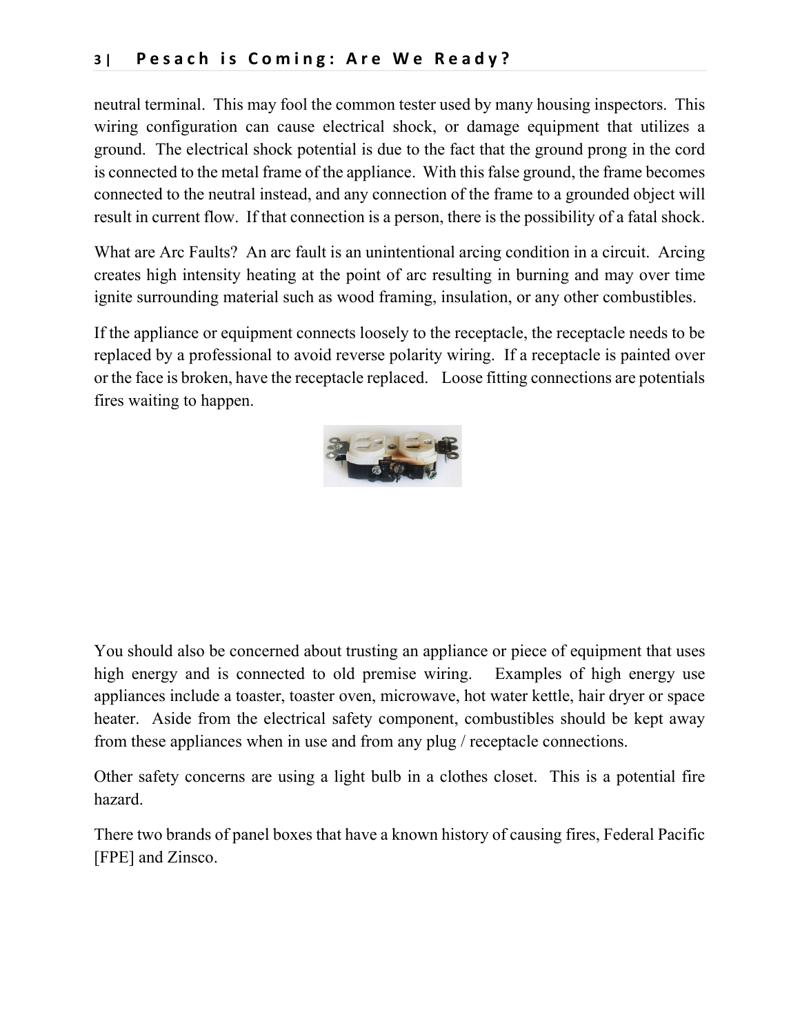neutral terminal. This may fool the common tester used by many housing inspectors. This wiring configuration can cause electrical shock, or damage equipment that utilizes a ground. The electrical shock potential is due to the fact that the ground prong in the cord is connected to the metal frame of the appliance. With this false ground, the frame becomes connected to the neutral instead, and any connection of the frame to a grounded object will result in current flow. If that connection is a person, there is the possibility of a fatal shock.

What are Arc Faults? An arc fault is an unintentional arcing condition in a circuit. Arcing creates high intensity heating at the point of arc resulting in burning and may over time ignite surrounding material such as wood framing, insulation, or any other combustibles.

If the appliance or equipment connects loosely to the receptacle, the receptacle needs to be replaced by a professional to avoid reverse polarity wiring. If a receptacle is painted over or the face is broken, have the receptacle replaced. Loose fitting connections are potentials fires waiting to happen.

You should also be concerned about trusting an appliance or piece of equipment that uses high energy and is connected to old premise wiring. Examples of high energy use appliances include a toaster, toaster oven, microwave, hot water kettle, hair dryer or space heater. Aside from the electrical safety component, combustibles should be kept away from these appliances when in use and from any plug / receptacle connections.

Other safety concerns are using a light bulb in a clothes closet. This is a potential fire hazard.

There two brands of panel boxes that have a known history of causing fires, Federal Pacific [FPE] and Zinsco.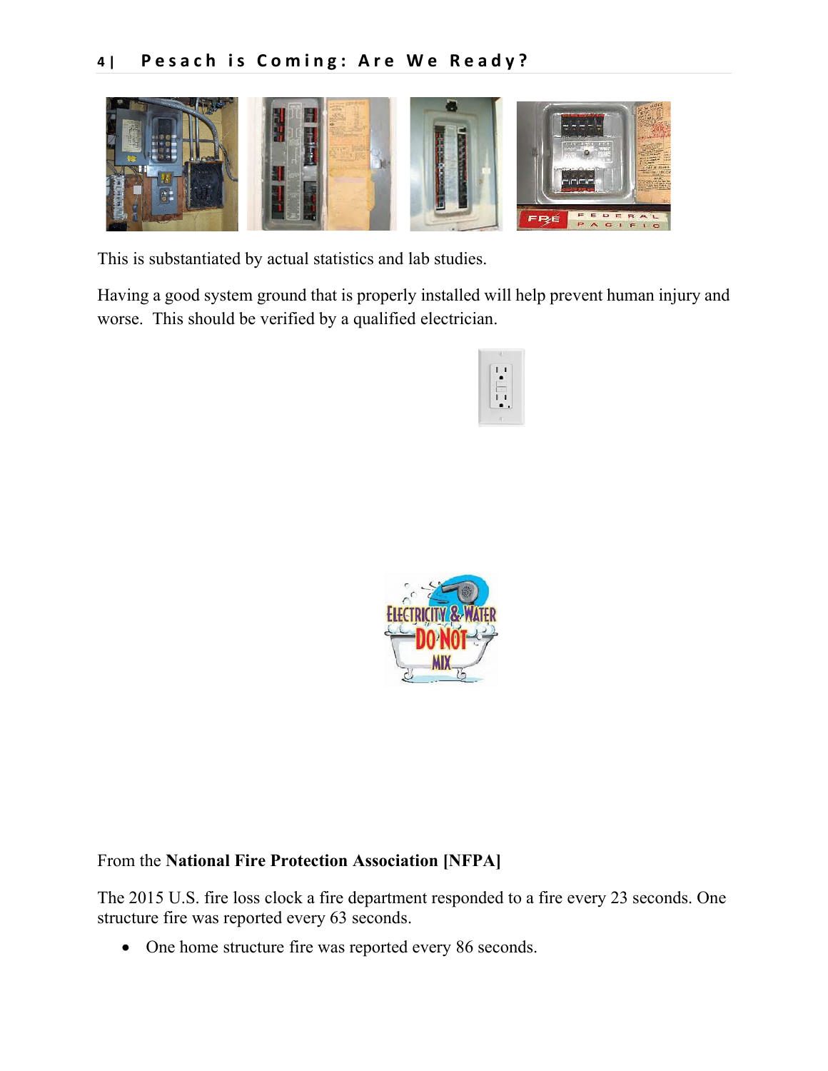This is substantiated by actual statistics and lab studies.

Having a good system ground that is properly installed will help prevent human injury and worse. This should be verified by a qualified electrician.

From the **National Fire Protection Association [NFPA]**

The 2015 U.S. fire loss clock a fire department responded to a fire every 23 seconds. One structure fire was reported every 63 seconds.

- One home structure fire was reported every 86 seconds.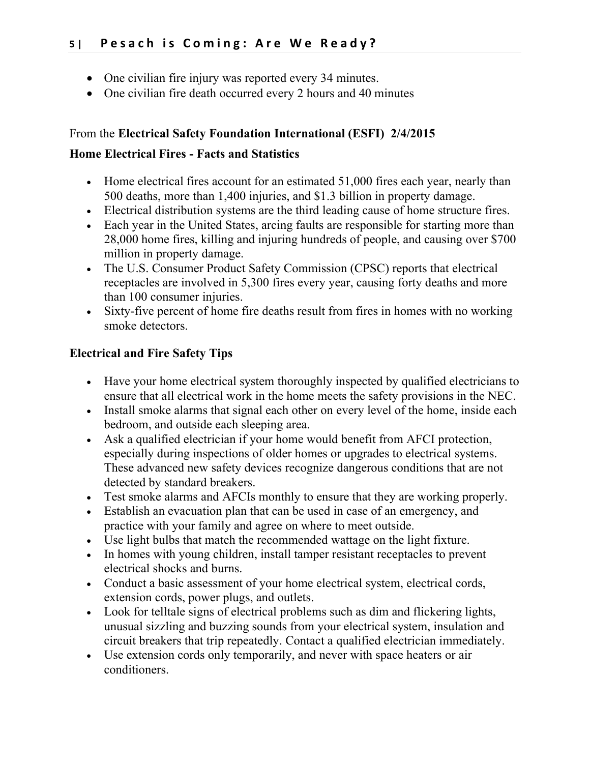- One civilian fire injury was reported every 34 minutes.
- One civilian fire death occurred every 2 hours and 40 minutes

From the **Electrical Safety Foundation International (ESFI) 2/4/2015**

**Home Electrical Fires - Facts and Statistics**

- Home electrical fires account for an estimated 51,000 fires each year, nearly than 500 deaths, more than 1,400 injuries, and $1.3 billion in property damage.
- Electrical distribution systems are the third leading cause of home structure fires.
- Each year in the United States, arcing faults are responsible for starting more than 28,000 home fires, killing and injuring hundreds of people, and causing over $700 million in property damage.
- The U.S. Consumer Product Safety Commission (CPSC) reports that electrical receptacles are involved in 5,300 fires every year, causing forty deaths and more than 100 consumer injuries.
- Sixty-five percent of home fire deaths result from fires in homes with no working smoke detectors.

**Electrical and Fire Safety Tips**

- Have your home electrical system thoroughly inspected by qualified electricians to ensure that all electrical work in the home meets the safety provisions in the NEC.
- Install smoke alarms that signal each other on every level of the home, inside each bedroom, and outside each sleeping area.
- Ask a qualified electrician if your home would benefit from AFCI protection, especially during inspections of older homes or upgrades to electrical systems. These advanced new safety devices recognize dangerous conditions that are not detected by standard breakers.
- Test smoke alarms and AFCIs monthly to ensure that they are working properly.
- Establish an evacuation plan that can be used in case of an emergency, and practice with your family and agree on where to meet outside.
- Use light bulbs that match the recommended wattage on the light fixture.
- In homes with young children, install tamper resistant receptacles to prevent electrical shocks and burns.
- Conduct a basic assessment of your home electrical system, electrical cords, extension cords, power plugs, and outlets.
- Look for telltale signs of electrical problems such as dim and flickering lights, unusual sizzling and buzzing sounds from your electrical system, insulation and circuit breakers that trip repeatedly. Contact a qualified electrician immediately.
- Use extension cords only temporarily, and never with space heaters or air conditioners.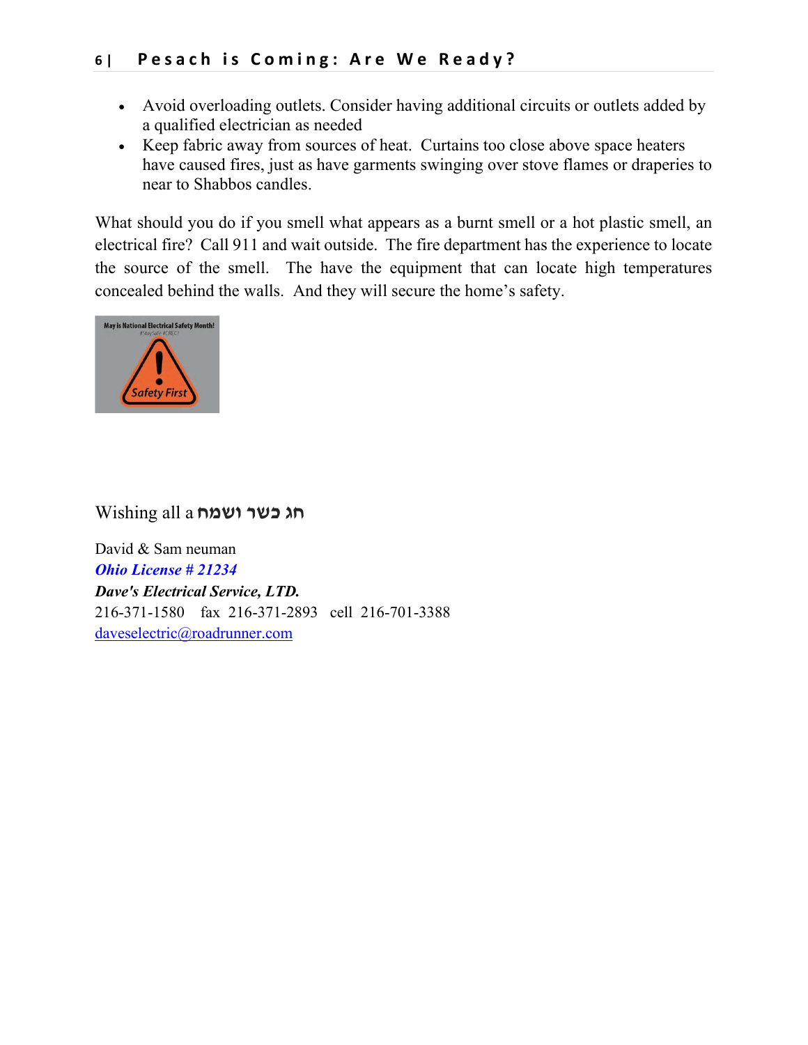- Avoid overloading outlets. Consider having additional circuits or outlets added by a qualified electrician as needed
- Keep fabric away from sources of heat. Curtains too close above space heaters have caused fires, just as have garments swinging over stove flames or draperies to near to Shabbos candles.

What should you do if you smell what appears as a burnt smell or a hot plastic smell, an electrical fire? Call 911 and wait outside. The fire department has the experience to locate the source of the smell. The have the equipment that can locate high temperatures concealed behind the walls. And they will secure the home's safety.

Wishing all a **חג כשר ושמח**

David & Sam neuman

***Ohio License # 21234***

***Dave's Electrical Service, LTD.***

216-371-1580 fax 216-371-2893 cell 216-701-3388

daveselectric@roadrunner.com